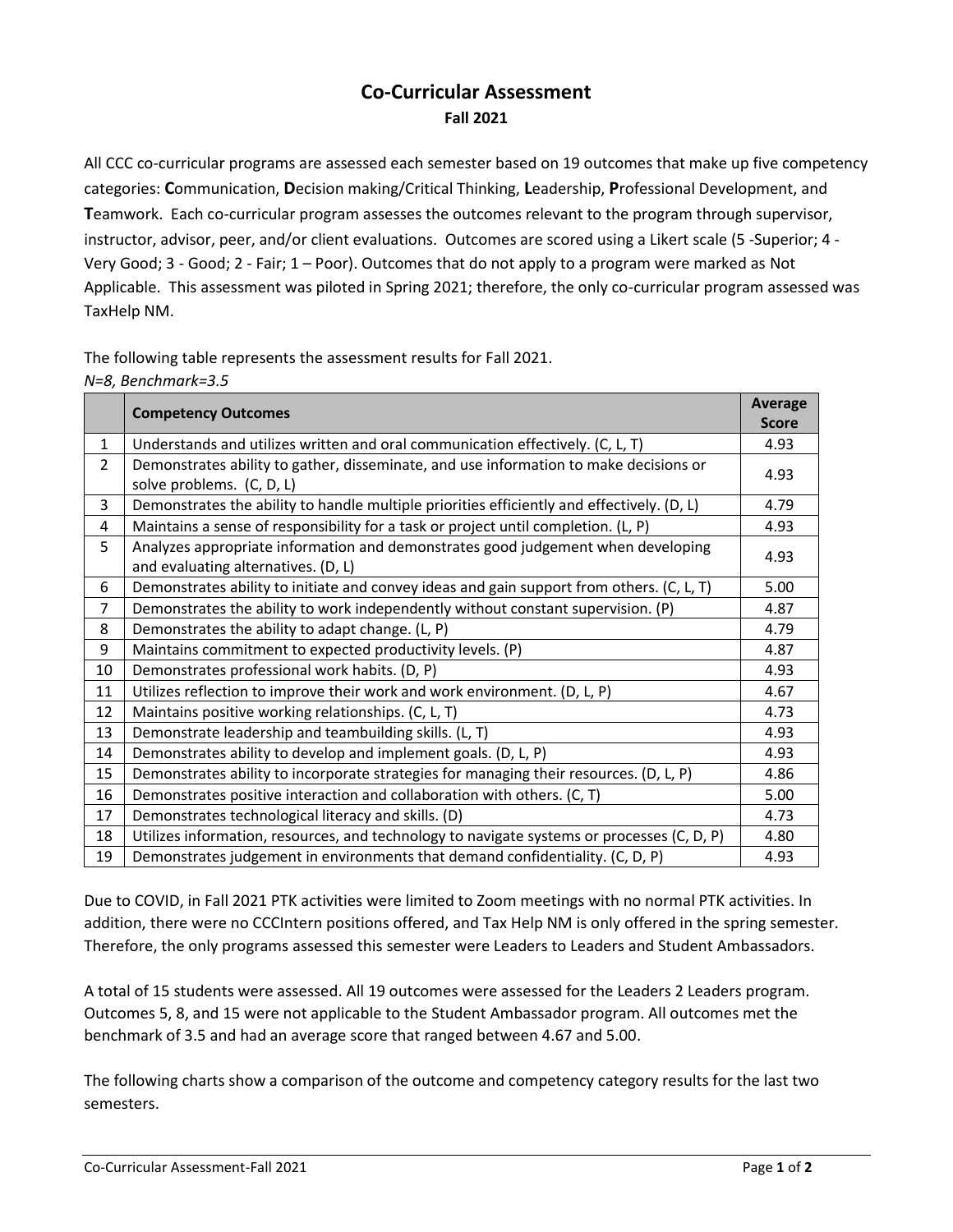# Co-Curricular Assessment

**Fall 2021**

All CCC co-curricular programs are assessed each semester based on 19 outcomes that make up five competency categories: **C**ommunication, **D**ecision making/Critical Thinking, **L**eadership, **P**rofessional Development, and **T**eamwork. Each co-curricular program assesses the outcomes relevant to the program through supervisor, instructor, advisor, peer, and/or client evaluations. Outcomes are scored using a Likert scale (5 -Superior; 4 - Very Good; 3 - Good; 2 - Fair; 1 – Poor). Outcomes that do not apply to a program were marked as Not Applicable. This assessment was piloted in Spring 2021; therefore, the only co-curricular program assessed was TaxHelp NM.

The following table represents the assessment results for Fall 2021.

*N=8, Benchmark=3.5*

| | **Competency Outcomes** | **Average Score** |
|---|---|---|
| 1 | Understands and utilizes written and oral communication effectively. (C, L, T) | 4.93 |
| 2 | Demonstrates ability to gather, disseminate, and use information to make decisions or solve problems. (C, D, L) | 4.93 |
| 3 | Demonstrates the ability to handle multiple priorities efficiently and effectively. (D, L) | 4.79 |
| 4 | Maintains a sense of responsibility for a task or project until completion. (L, P) | 4.93 |
| 5 | Analyzes appropriate information and demonstrates good judgement when developing and evaluating alternatives. (D, L) | 4.93 |
| 6 | Demonstrates ability to initiate and convey ideas and gain support from others. (C, L, T) | 5.00 |
| 7 | Demonstrates the ability to work independently without constant supervision. (P) | 4.87 |
| 8 | Demonstrates the ability to adapt change. (L, P) | 4.79 |
| 9 | Maintains commitment to expected productivity levels. (P) | 4.87 |
| 10 | Demonstrates professional work habits. (D, P) | 4.93 |
| 11 | Utilizes reflection to improve their work and work environment. (D, L, P) | 4.67 |
| 12 | Maintains positive working relationships. (C, L, T) | 4.73 |
| 13 | Demonstrate leadership and teambuilding skills. (L, T) | 4.93 |
| 14 | Demonstrates ability to develop and implement goals. (D, L, P) | 4.93 |
| 15 | Demonstrates ability to incorporate strategies for managing their resources. (D, L, P) | 4.86 |
| 16 | Demonstrates positive interaction and collaboration with others. (C, T) | 5.00 |
| 17 | Demonstrates technological literacy and skills. (D) | 4.73 |
| 18 | Utilizes information, resources, and technology to navigate systems or processes (C, D, P) | 4.80 |
| 19 | Demonstrates judgement in environments that demand confidentiality. (C, D, P) | 4.93 |

Due to COVID, in Fall 2021 PTK activities were limited to Zoom meetings with no normal PTK activities. In addition, there were no CCCIntern positions offered, and Tax Help NM is only offered in the spring semester. Therefore, the only programs assessed this semester were Leaders to Leaders and Student Ambassadors.

A total of 15 students were assessed. All 19 outcomes were assessed for the Leaders 2 Leaders program. Outcomes 5, 8, and 15 were not applicable to the Student Ambassador program. All outcomes met the benchmark of 3.5 and had an average score that ranged between 4.67 and 5.00.

The following charts show a comparison of the outcome and competency category results for the last two semesters.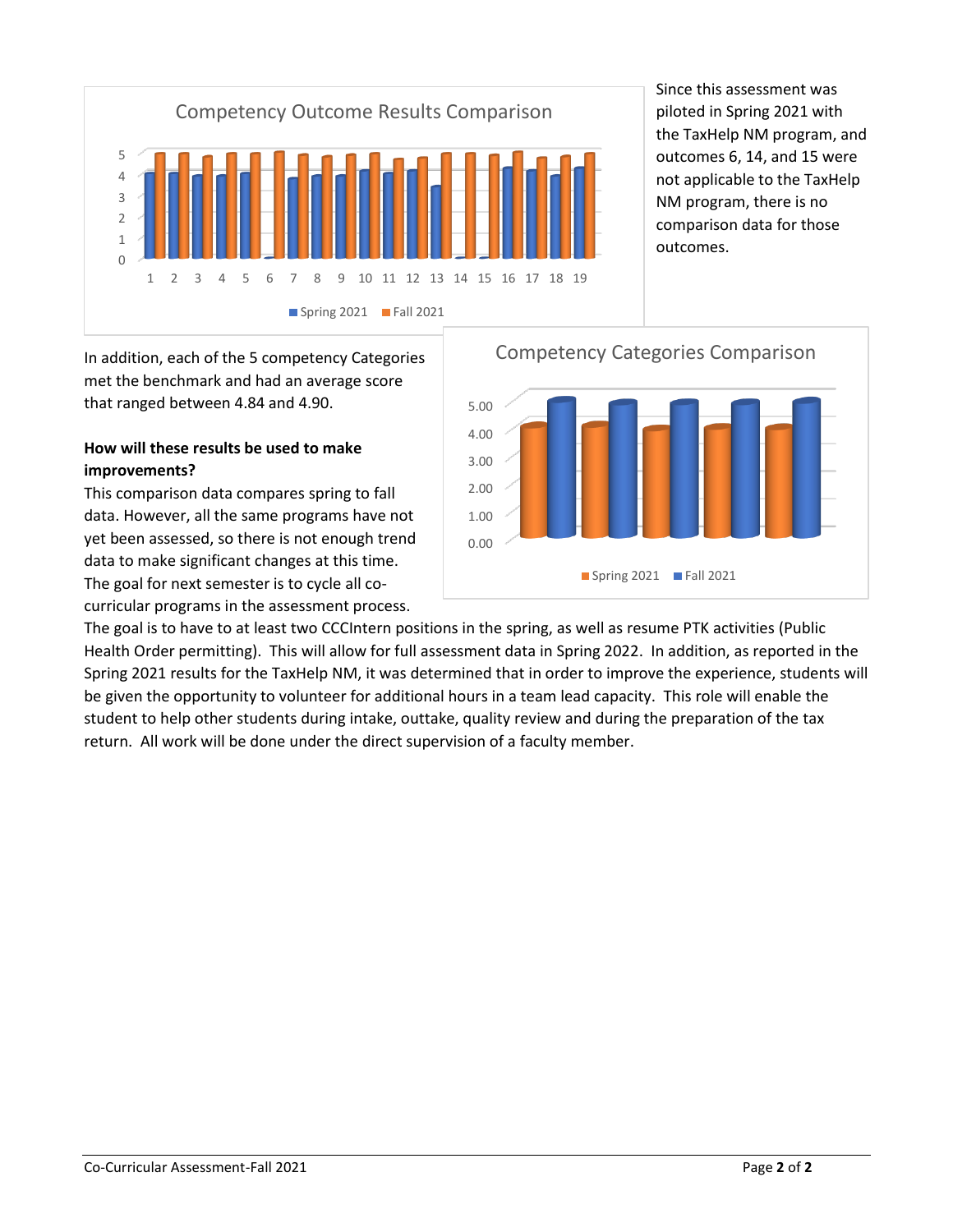Competency Outcome Results Comparison

5
4
3
2
1
0

1 2 3 4 5 6 7 8 9 10 11 12 13 14 15 16 17 18 19

Spring 2021 Fall 2021

Since this assessment was piloted in Spring 2021 with the TaxHelp NM program, and outcomes 6, 14, and 15 were not applicable to the TaxHelp NM program, there is no comparison data for those outcomes.

In addition, each of the 5 competency Categories met the benchmark and had an average score that ranged between 4.84 and 4.90.

Competency Categories Comparison

5.00
4.00
3.00
2.00
1.00
0.00

Spring 2021 Fall 2021

**How will these results be used to make improvements?**

This comparison data compares spring to fall data. However, all the same programs have not yet been assessed, so there is not enough trend data to make significant changes at this time. The goal for next semester is to cycle all co-curricular programs in the assessment process. The goal is to have to at least two CCCIntern positions in the spring, as well as resume PTK activities (Public Health Order permitting). This will allow for full assessment data in Spring 2022. In addition, as reported in the Spring 2021 results for the TaxHelp NM, it was determined that in order to improve the experience, students will be given the opportunity to volunteer for additional hours in a team lead capacity. This role will enable the student to help other students during intake, outtake, quality review and during the preparation of the tax return. All work will be done under the direct supervision of a faculty member.